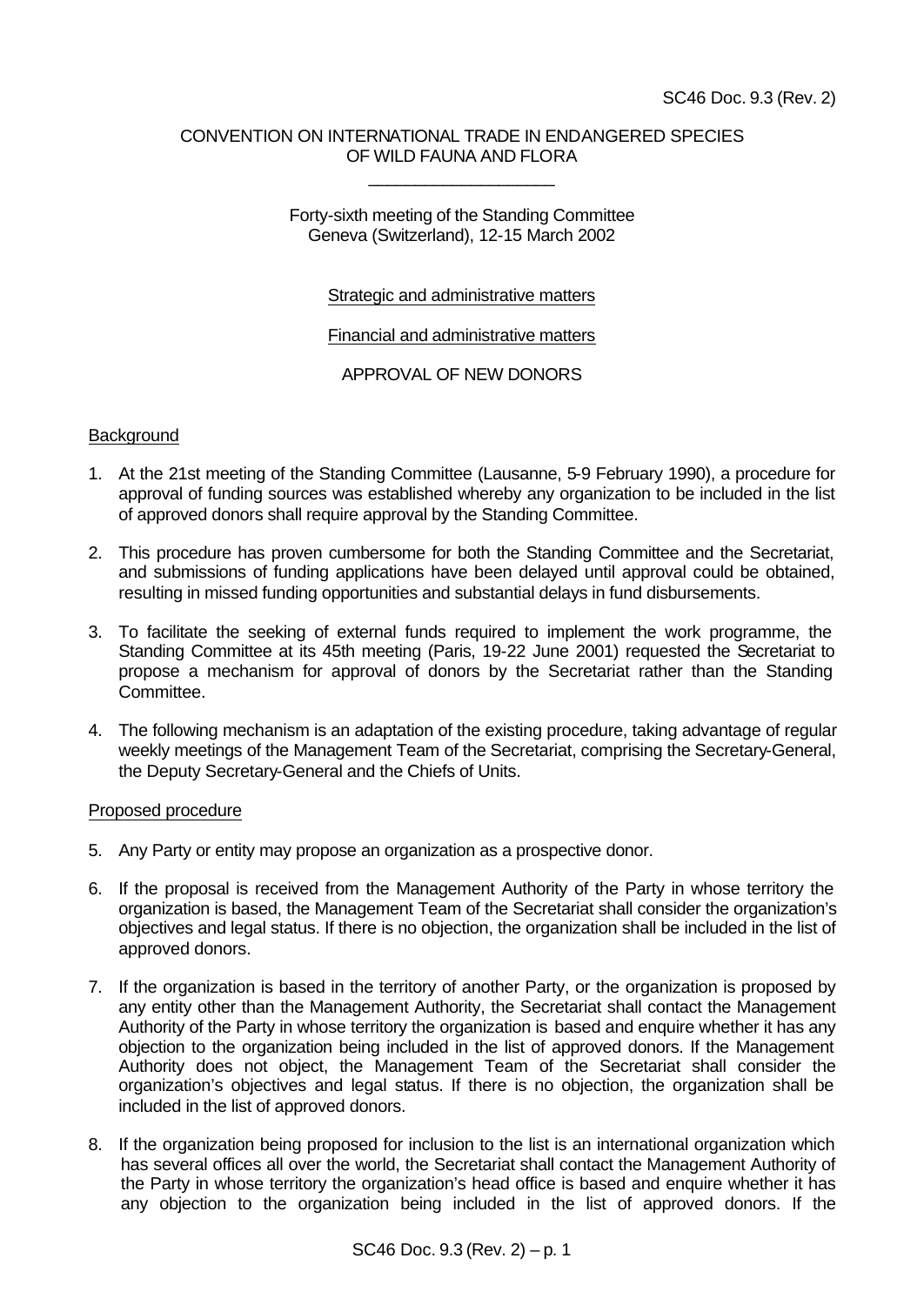SC46 Doc. 9.3 (Rev. 2)

CONVENTION ON INTERNATIONAL TRADE IN ENDANGERED SPECIES
OF WILD FAUNA AND FLORA

\_\_\_\_\_\_\_\_\_\_\_\_\_\_\_\_\_\_\_\_

Forty-sixth meeting of the Standing Committee
Geneva (Switzerland), 12-15 March 2002

Strategic and administrative matters

Financial and administrative matters

APPROVAL OF NEW DONORS

## Background

1. At the 21st meeting of the Standing Committee (Lausanne, 5-9 February 1990), a procedure for approval of funding sources was established whereby any organization to be included in the list of approved donors shall require approval by the Standing Committee.

2. This procedure has proven cumbersome for both the Standing Committee and the Secretariat, and submissions of funding applications have been delayed until approval could be obtained, resulting in missed funding opportunities and substantial delays in fund disbursements.

3. To facilitate the seeking of external funds required to implement the work programme, the Standing Committee at its 45th meeting (Paris, 19-22 June 2001) requested the Secretariat to propose a mechanism for approval of donors by the Secretariat rather than the Standing Committee.

4. The following mechanism is an adaptation of the existing procedure, taking advantage of regular weekly meetings of the Management Team of the Secretariat, comprising the Secretary-General, the Deputy Secretary-General and the Chiefs of Units.

## Proposed procedure

5. Any Party or entity may propose an organization as a prospective donor.

6. If the proposal is received from the Management Authority of the Party in whose territory the organization is based, the Management Team of the Secretariat shall consider the organization's objectives and legal status. If there is no objection, the organization shall be included in the list of approved donors.

7. If the organization is based in the territory of another Party, or the organization is proposed by any entity other than the Management Authority, the Secretariat shall contact the Management Authority of the Party in whose territory the organization is based and enquire whether it has any objection to the organization being included in the list of approved donors. If the Management Authority does not object, the Management Team of the Secretariat shall consider the organization's objectives and legal status. If there is no objection, the organization shall be included in the list of approved donors.

8. If the organization being proposed for inclusion to the list is an international organization which has several offices all over the world, the Secretariat shall contact the Management Authority of the Party in whose territory the organization's head office is based and enquire whether it has any objection to the organization being included in the list of approved donors. If the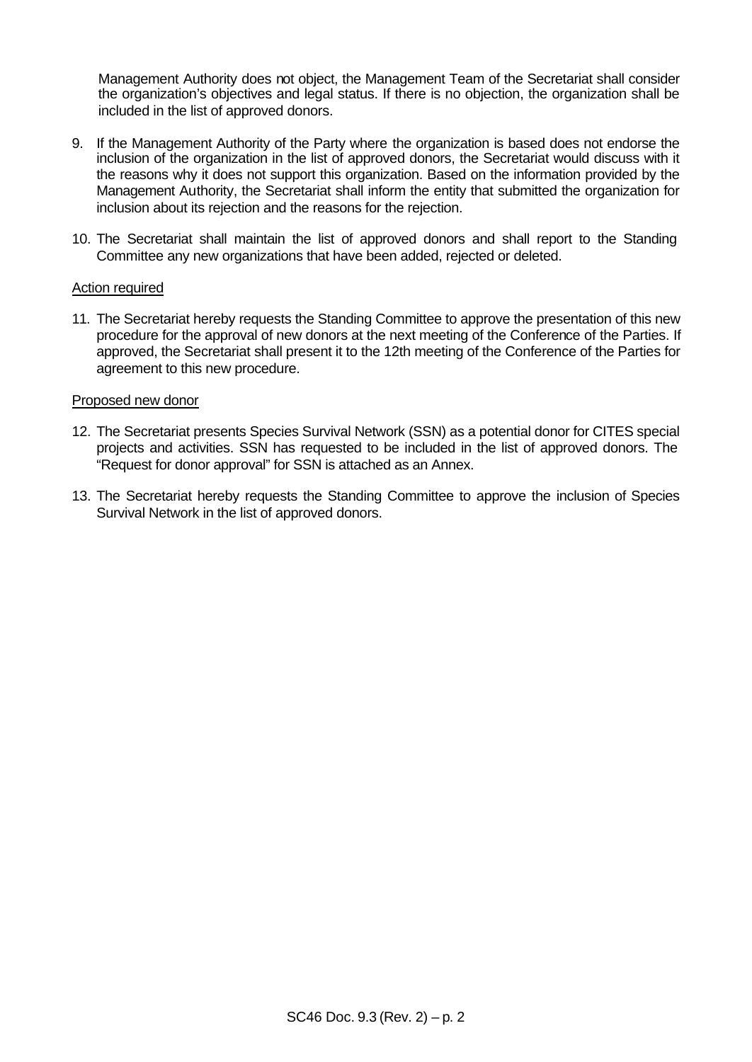Management Authority does not object, the Management Team of the Secretariat shall consider the organization's objectives and legal status. If there is no objection, the organization shall be included in the list of approved donors.

9. If the Management Authority of the Party where the organization is based does not endorse the inclusion of the organization in the list of approved donors, the Secretariat would discuss with it the reasons why it does not support this organization. Based on the information provided by the Management Authority, the Secretariat shall inform the entity that submitted the organization for inclusion about its rejection and the reasons for the rejection.

10. The Secretariat shall maintain the list of approved donors and shall report to the Standing Committee any new organizations that have been added, rejected or deleted.

Action required

11. The Secretariat hereby requests the Standing Committee to approve the presentation of this new procedure for the approval of new donors at the next meeting of the Conference of the Parties. If approved, the Secretariat shall present it to the 12th meeting of the Conference of the Parties for agreement to this new procedure.

Proposed new donor

12. The Secretariat presents Species Survival Network (SSN) as a potential donor for CITES special projects and activities. SSN has requested to be included in the list of approved donors. The "Request for donor approval" for SSN is attached as an Annex.

13. The Secretariat hereby requests the Standing Committee to approve the inclusion of Species Survival Network in the list of approved donors.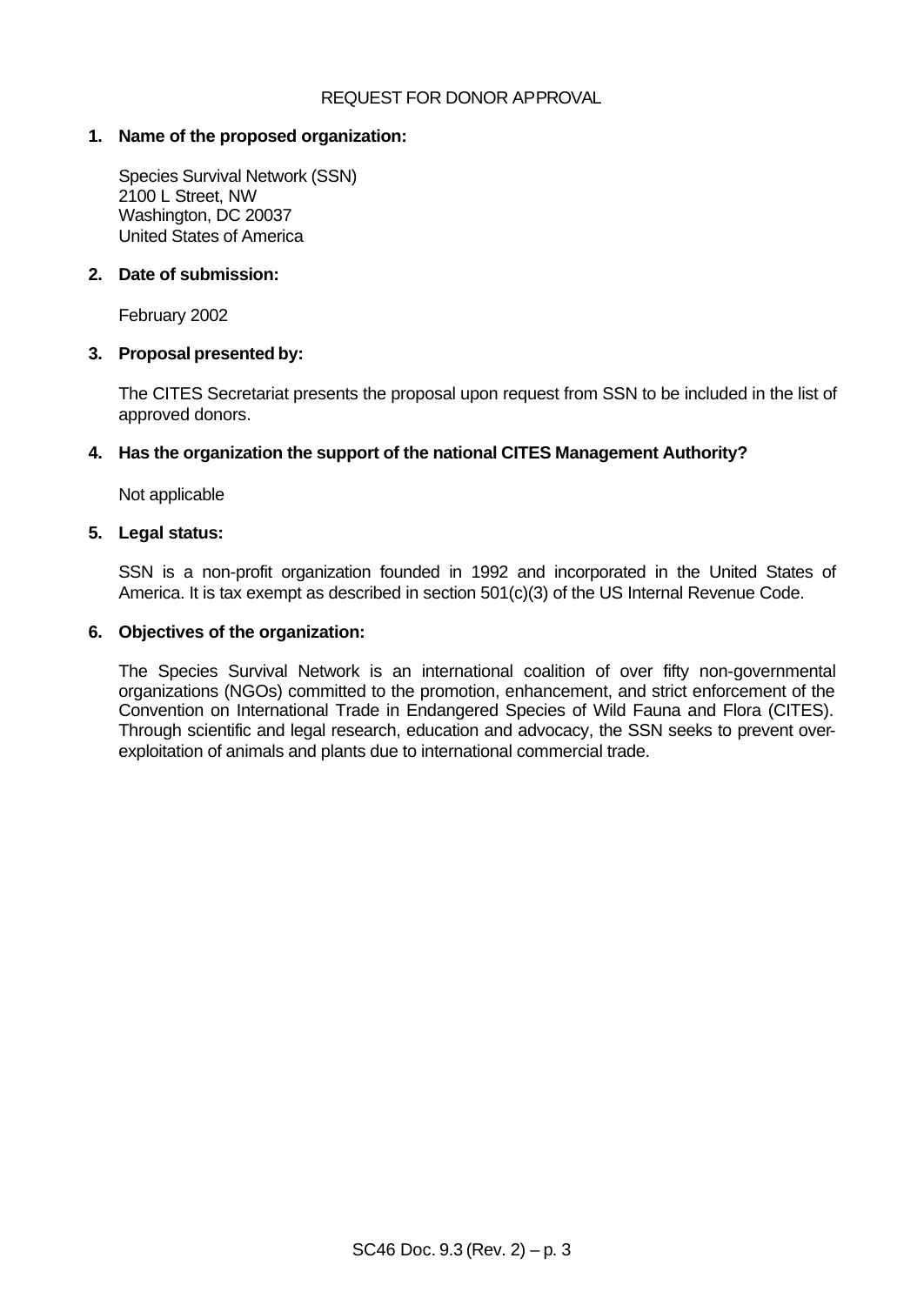REQUEST FOR DONOR APPROVAL

**1. Name of the proposed organization:**

Species Survival Network (SSN)
2100 L Street, NW
Washington, DC 20037
United States of America

**2. Date of submission:**

February 2002

**3. Proposal presented by:**

The CITES Secretariat presents the proposal upon request from SSN to be included in the list of approved donors.

**4. Has the organization the support of the national CITES Management Authority?**

Not applicable

**5. Legal status:**

SSN is a non-profit organization founded in 1992 and incorporated in the United States of America. It is tax exempt as described in section 501(c)(3) of the US Internal Revenue Code.

**6. Objectives of the organization:**

The Species Survival Network is an international coalition of over fifty non-governmental organizations (NGOs) committed to the promotion, enhancement, and strict enforcement of the Convention on International Trade in Endangered Species of Wild Fauna and Flora (CITES). Through scientific and legal research, education and advocacy, the SSN seeks to prevent over-exploitation of animals and plants due to international commercial trade.